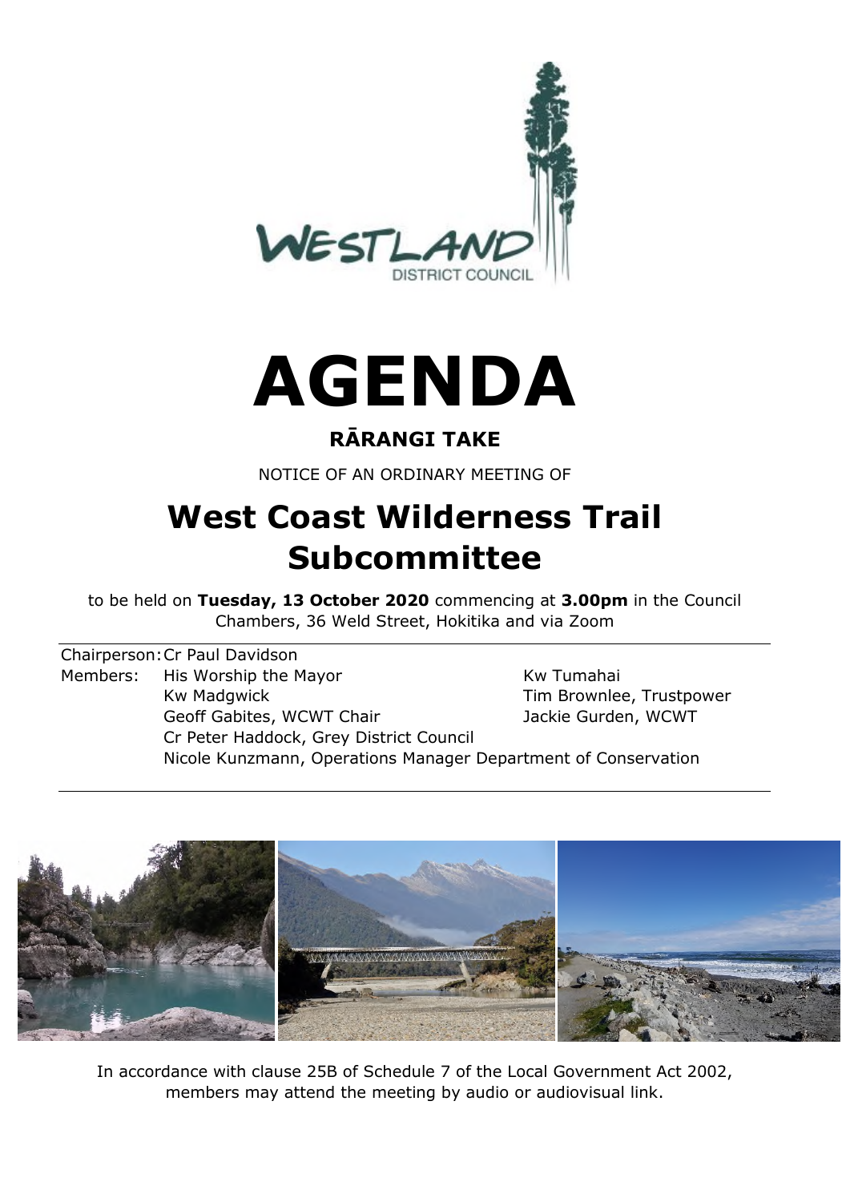# AGENDA

## RĀRANGI TAKE

NOTICE OF AN ORDINARY MEETING OF

# West Coast Wilderness Trail Subcommittee

to be held on **Tuesday, 13 October 2020** commencing at **3.00pm** in the Council Chambers, 36 Weld Street, Hokitika and via Zoom

Chairperson: Cr Paul Davidson

Members:
- His Worship the Mayor
- Kw Madgwick
- Geoff Gabites, WCWT Chair
- Cr Peter Haddock, Grey District Council
- Nicole Kunzmann, Operations Manager Department of Conservation
- Kw Tumahai
- Tim Brownlee, Trustpower
- Jackie Gurden, WCWT

In accordance with clause 25B of Schedule 7 of the Local Government Act 2002, members may attend the meeting by audio or audiovisual link.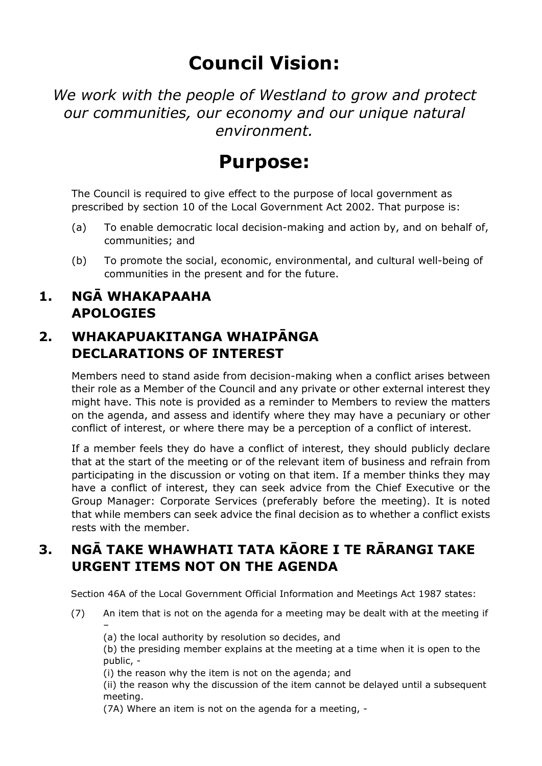# Council Vision:

*We work with the people of Westland to grow and protect our communities, our economy and our unique natural environment.*

# Purpose:

The Council is required to give effect to the purpose of local government as prescribed by section 10 of the Local Government Act 2002. That purpose is:

(a) To enable democratic local decision-making and action by, and on behalf of, communities; and

(b) To promote the social, economic, environmental, and cultural well-being of communities in the present and for the future.

## 1. NGĀ WHAKAPAAHA APOLOGIES

## 2. WHAKAPUAKITANGA WHAIPĀNGA DECLARATIONS OF INTEREST

Members need to stand aside from decision-making when a conflict arises between their role as a Member of the Council and any private or other external interest they might have. This note is provided as a reminder to Members to review the matters on the agenda, and assess and identify where they may have a pecuniary or other conflict of interest, or where there may be a perception of a conflict of interest.

If a member feels they do have a conflict of interest, they should publicly declare that at the start of the meeting or of the relevant item of business and refrain from participating in the discussion or voting on that item. If a member thinks they may have a conflict of interest, they can seek advice from the Chief Executive or the Group Manager: Corporate Services (preferably before the meeting). It is noted that while members can seek advice the final decision as to whether a conflict exists rests with the member.

## 3. NGĀ TAKE WHAWHATI TATA KĀORE I TE RĀRANGI TAKE URGENT ITEMS NOT ON THE AGENDA

Section 46A of the Local Government Official Information and Meetings Act 1987 states:

(7) An item that is not on the agenda for a meeting may be dealt with at the meeting if –

(a) the local authority by resolution so decides, and

(b) the presiding member explains at the meeting at a time when it is open to the public, -

(i) the reason why the item is not on the agenda; and

(ii) the reason why the discussion of the item cannot be delayed until a subsequent meeting.

(7A) Where an item is not on the agenda for a meeting, -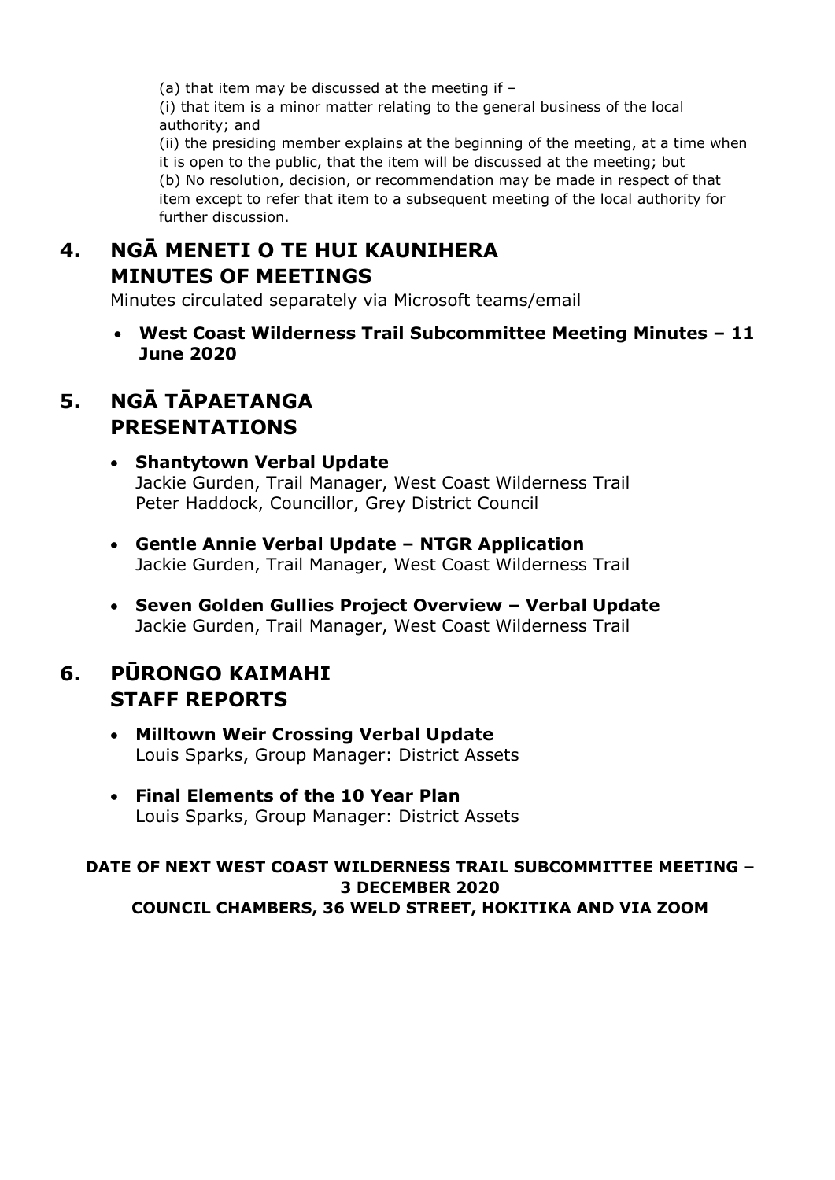(a) that item may be discussed at the meeting if –

(i) that item is a minor matter relating to the general business of the local authority; and

(ii) the presiding member explains at the beginning of the meeting, at a time when it is open to the public, that the item will be discussed at the meeting; but

(b) No resolution, decision, or recommendation may be made in respect of that item except to refer that item to a subsequent meeting of the local authority for further discussion.

## 4. NGĀ MENETI O TE HUI KAUNIHERA MINUTES OF MEETINGS

Minutes circulated separately via Microsoft teams/email

- **West Coast Wilderness Trail Subcommittee Meeting Minutes – 11 June 2020**

## 5. NGĀ TĀPAETANGA PRESENTATIONS

- **Shantytown Verbal Update**
  Jackie Gurden, Trail Manager, West Coast Wilderness Trail
  Peter Haddock, Councillor, Grey District Council

- **Gentle Annie Verbal Update – NTGR Application**
  Jackie Gurden, Trail Manager, West Coast Wilderness Trail

- **Seven Golden Gullies Project Overview – Verbal Update**
  Jackie Gurden, Trail Manager, West Coast Wilderness Trail

## 6. PŪRONGO KAIMAHI STAFF REPORTS

- **Milltown Weir Crossing Verbal Update**
  Louis Sparks, Group Manager: District Assets

- **Final Elements of the 10 Year Plan**
  Louis Sparks, Group Manager: District Assets

**DATE OF NEXT WEST COAST WILDERNESS TRAIL SUBCOMMITTEE MEETING – 3 DECEMBER 2020**
**COUNCIL CHAMBERS, 36 WELD STREET, HOKITIKA AND VIA ZOOM**